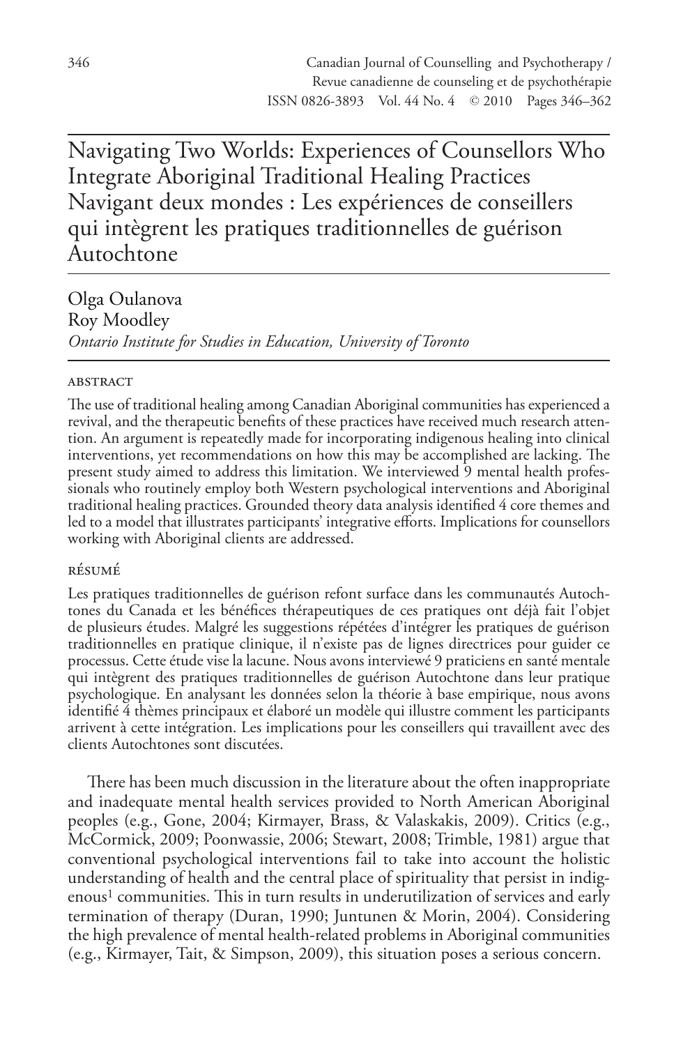# Navigating Two Worlds: Experiences of Counsellors Who Integrate Aboriginal Traditional Healing Practices
# Navigant deux mondes : Les expériences de conseillers qui intègrent les pratiques traditionnelles de guérison Autochtone

Olga Oulanova
Roy Moodley
*Ontario Institute for Studies in Education, University of Toronto*

## abstract

The use of traditional healing among Canadian Aboriginal communities has experienced a revival, and the therapeutic benefits of these practices have received much research attention. An argument is repeatedly made for incorporating indigenous healing into clinical interventions, yet recommendations on how this may be accomplished are lacking. The present study aimed to address this limitation. We interviewed 9 mental health professionals who routinely employ both Western psychological interventions and Aboriginal traditional healing practices. Grounded theory data analysis identified 4 core themes and led to a model that illustrates participants' integrative efforts. Implications for counsellors working with Aboriginal clients are addressed.

## résumé

Les pratiques traditionnelles de guérison refont surface dans les communautés Autochtones du Canada et les bénéfices thérapeutiques de ces pratiques ont déjà fait l'objet de plusieurs études. Malgré les suggestions répétées d'intégrer les pratiques de guérison traditionnelles en pratique clinique, il n'existe pas de lignes directrices pour guider ce processus. Cette étude vise la lacune. Nous avons interviewé 9 praticiens en santé mentale qui intègrent des pratiques traditionnelles de guérison Autochtone dans leur pratique psychologique. En analysant les données selon la théorie à base empirique, nous avons identifié 4 thèmes principaux et élaboré un modèle qui illustre comment les participants arrivent à cette intégration. Les implications pour les conseillers qui travaillent avec des clients Autochtones sont discutées.

There has been much discussion in the literature about the often inappropriate and inadequate mental health services provided to North American Aboriginal peoples (e.g., Gone, 2004; Kirmayer, Brass, & Valaskakis, 2009). Critics (e.g., McCormick, 2009; Poonwassie, 2006; Stewart, 2008; Trimble, 1981) argue that conventional psychological interventions fail to take into account the holistic understanding of health and the central place of spirituality that persist in indigenous[1] communities. This in turn results in underutilization of services and early termination of therapy (Duran, 1990; Juntunen & Morin, 2004). Considering the high prevalence of mental health-related problems in Aboriginal communities (e.g., Kirmayer, Tait, & Simpson, 2009), this situation poses a serious concern.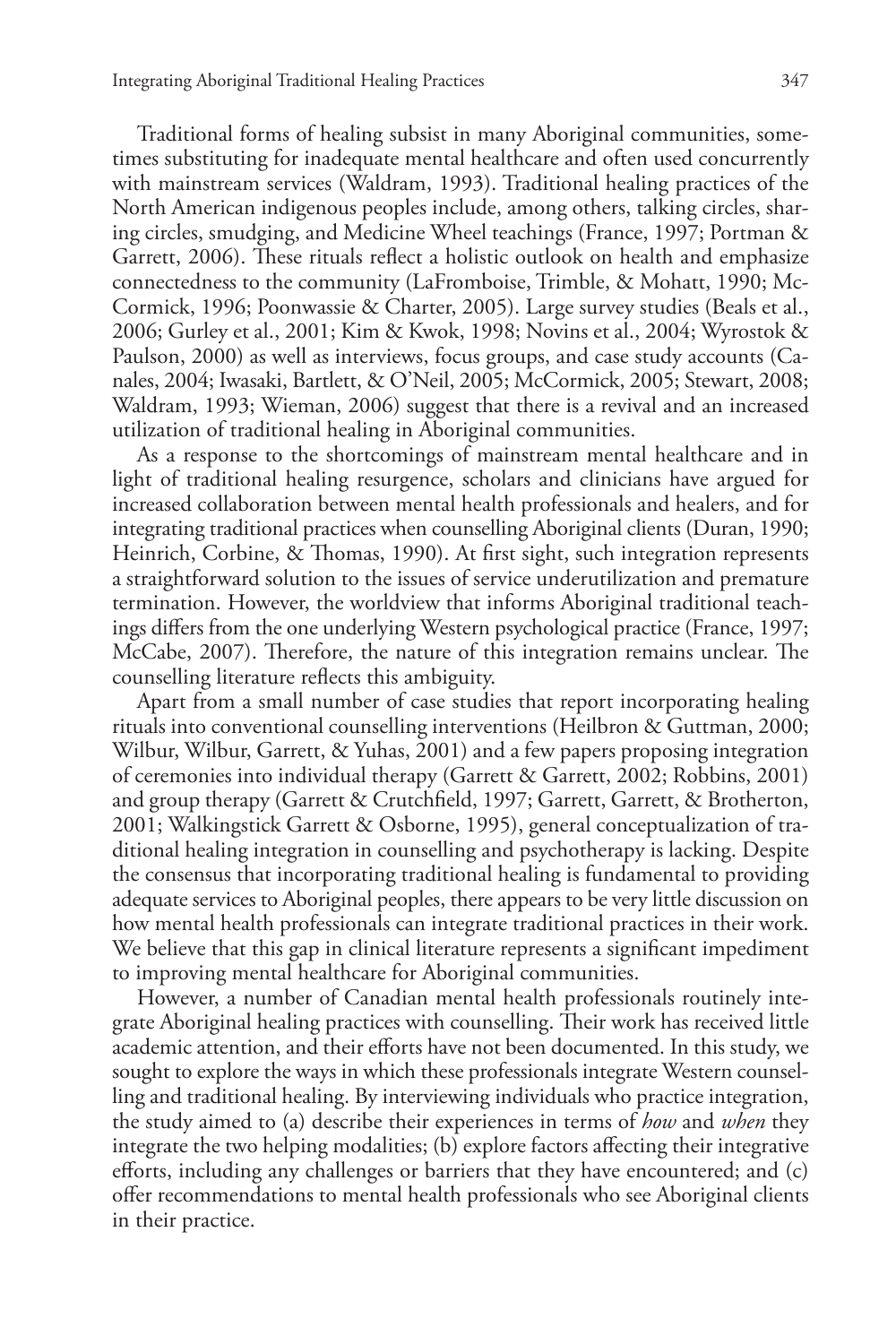Traditional forms of healing subsist in many Aboriginal communities, sometimes substituting for inadequate mental healthcare and often used concurrently with mainstream services (Waldram, 1993). Traditional healing practices of the North American indigenous peoples include, among others, talking circles, sharing circles, smudging, and Medicine Wheel teachings (France, 1997; Portman & Garrett, 2006). These rituals reflect a holistic outlook on health and emphasize connectedness to the community (LaFromboise, Trimble, & Mohatt, 1990; McCormick, 1996; Poonwassie & Charter, 2005). Large survey studies (Beals et al., 2006; Gurley et al., 2001; Kim & Kwok, 1998; Novins et al., 2004; Wyrostok & Paulson, 2000) as well as interviews, focus groups, and case study accounts (Canales, 2004; Iwasaki, Bartlett, & O'Neil, 2005; McCormick, 2005; Stewart, 2008; Waldram, 1993; Wieman, 2006) suggest that there is a revival and an increased utilization of traditional healing in Aboriginal communities.

As a response to the shortcomings of mainstream mental healthcare and in light of traditional healing resurgence, scholars and clinicians have argued for increased collaboration between mental health professionals and healers, and for integrating traditional practices when counselling Aboriginal clients (Duran, 1990; Heinrich, Corbine, & Thomas, 1990). At first sight, such integration represents a straightforward solution to the issues of service underutilization and premature termination. However, the worldview that informs Aboriginal traditional teachings differs from the one underlying Western psychological practice (France, 1997; McCabe, 2007). Therefore, the nature of this integration remains unclear. The counselling literature reflects this ambiguity.

Apart from a small number of case studies that report incorporating healing rituals into conventional counselling interventions (Heilbron & Guttman, 2000; Wilbur, Wilbur, Garrett, & Yuhas, 2001) and a few papers proposing integration of ceremonies into individual therapy (Garrett & Garrett, 2002; Robbins, 2001) and group therapy (Garrett & Crutchfield, 1997; Garrett, Garrett, & Brotherton, 2001; Walkingstick Garrett & Osborne, 1995), general conceptualization of traditional healing integration in counselling and psychotherapy is lacking. Despite the consensus that incorporating traditional healing is fundamental to providing adequate services to Aboriginal peoples, there appears to be very little discussion on how mental health professionals can integrate traditional practices in their work. We believe that this gap in clinical literature represents a significant impediment to improving mental healthcare for Aboriginal communities.

However, a number of Canadian mental health professionals routinely integrate Aboriginal healing practices with counselling. Their work has received little academic attention, and their efforts have not been documented. In this study, we sought to explore the ways in which these professionals integrate Western counselling and traditional healing. By interviewing individuals who practice integration, the study aimed to (a) describe their experiences in terms of *how* and *when* they integrate the two helping modalities; (b) explore factors affecting their integrative efforts, including any challenges or barriers that they have encountered; and (c) offer recommendations to mental health professionals who see Aboriginal clients in their practice.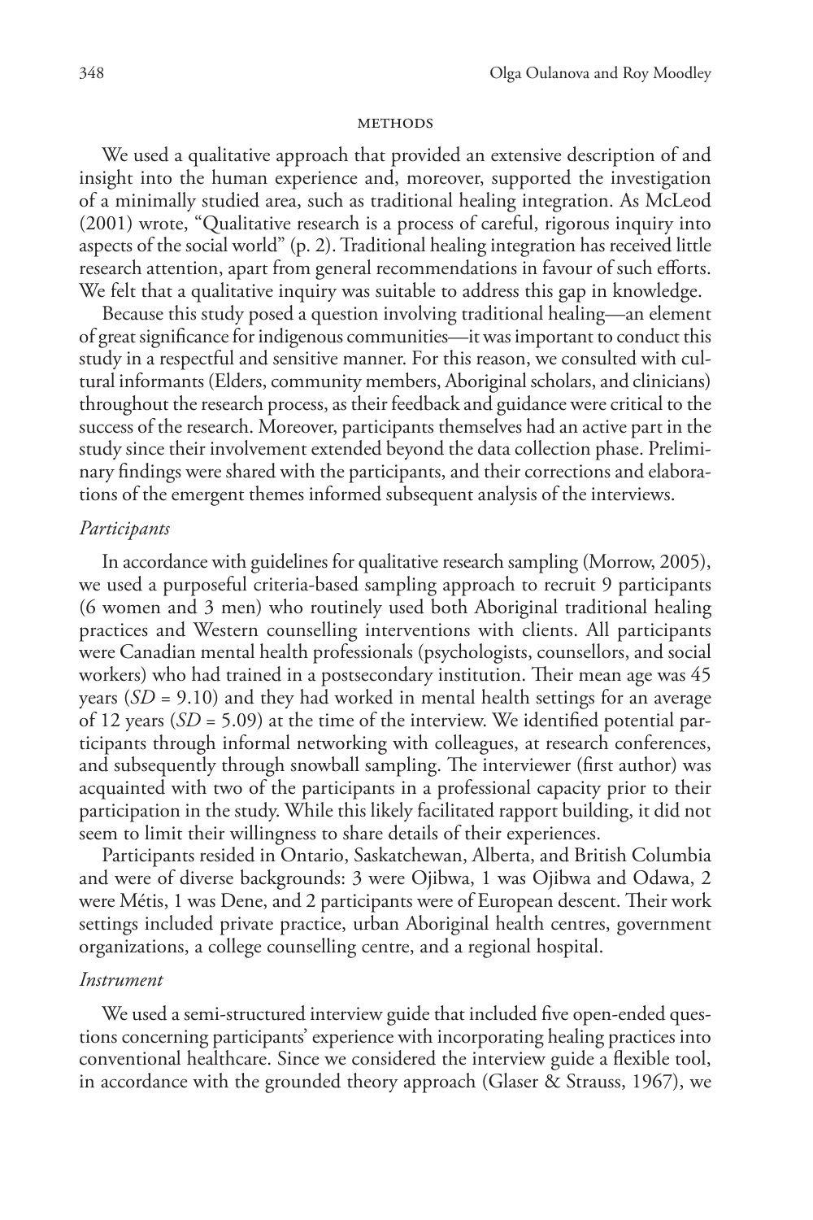## METHODS

We used a qualitative approach that provided an extensive description of and insight into the human experience and, moreover, supported the investigation of a minimally studied area, such as traditional healing integration. As McLeod (2001) wrote, "Qualitative research is a process of careful, rigorous inquiry into aspects of the social world" (p. 2). Traditional healing integration has received little research attention, apart from general recommendations in favour of such efforts. We felt that a qualitative inquiry was suitable to address this gap in knowledge.

Because this study posed a question involving traditional healing—an element of great significance for indigenous communities—it was important to conduct this study in a respectful and sensitive manner. For this reason, we consulted with cultural informants (Elders, community members, Aboriginal scholars, and clinicians) throughout the research process, as their feedback and guidance were critical to the success of the research. Moreover, participants themselves had an active part in the study since their involvement extended beyond the data collection phase. Preliminary findings were shared with the participants, and their corrections and elaborations of the emergent themes informed subsequent analysis of the interviews.

### *Participants*

In accordance with guidelines for qualitative research sampling (Morrow, 2005), we used a purposeful criteria-based sampling approach to recruit 9 participants (6 women and 3 men) who routinely used both Aboriginal traditional healing practices and Western counselling interventions with clients. All participants were Canadian mental health professionals (psychologists, counsellors, and social workers) who had trained in a postsecondary institution. Their mean age was 45 years ($SD$ = 9.10) and they had worked in mental health settings for an average of 12 years ($SD$ = 5.09) at the time of the interview. We identified potential participants through informal networking with colleagues, at research conferences, and subsequently through snowball sampling. The interviewer (first author) was acquainted with two of the participants in a professional capacity prior to their participation in the study. While this likely facilitated rapport building, it did not seem to limit their willingness to share details of their experiences.

Participants resided in Ontario, Saskatchewan, Alberta, and British Columbia and were of diverse backgrounds: 3 were Ojibwa, 1 was Ojibwa and Odawa, 2 were Métis, 1 was Dene, and 2 participants were of European descent. Their work settings included private practice, urban Aboriginal health centres, government organizations, a college counselling centre, and a regional hospital.

### *Instrument*

We used a semi-structured interview guide that included five open-ended questions concerning participants' experience with incorporating healing practices into conventional healthcare. Since we considered the interview guide a flexible tool, in accordance with the grounded theory approach (Glaser & Strauss, 1967), we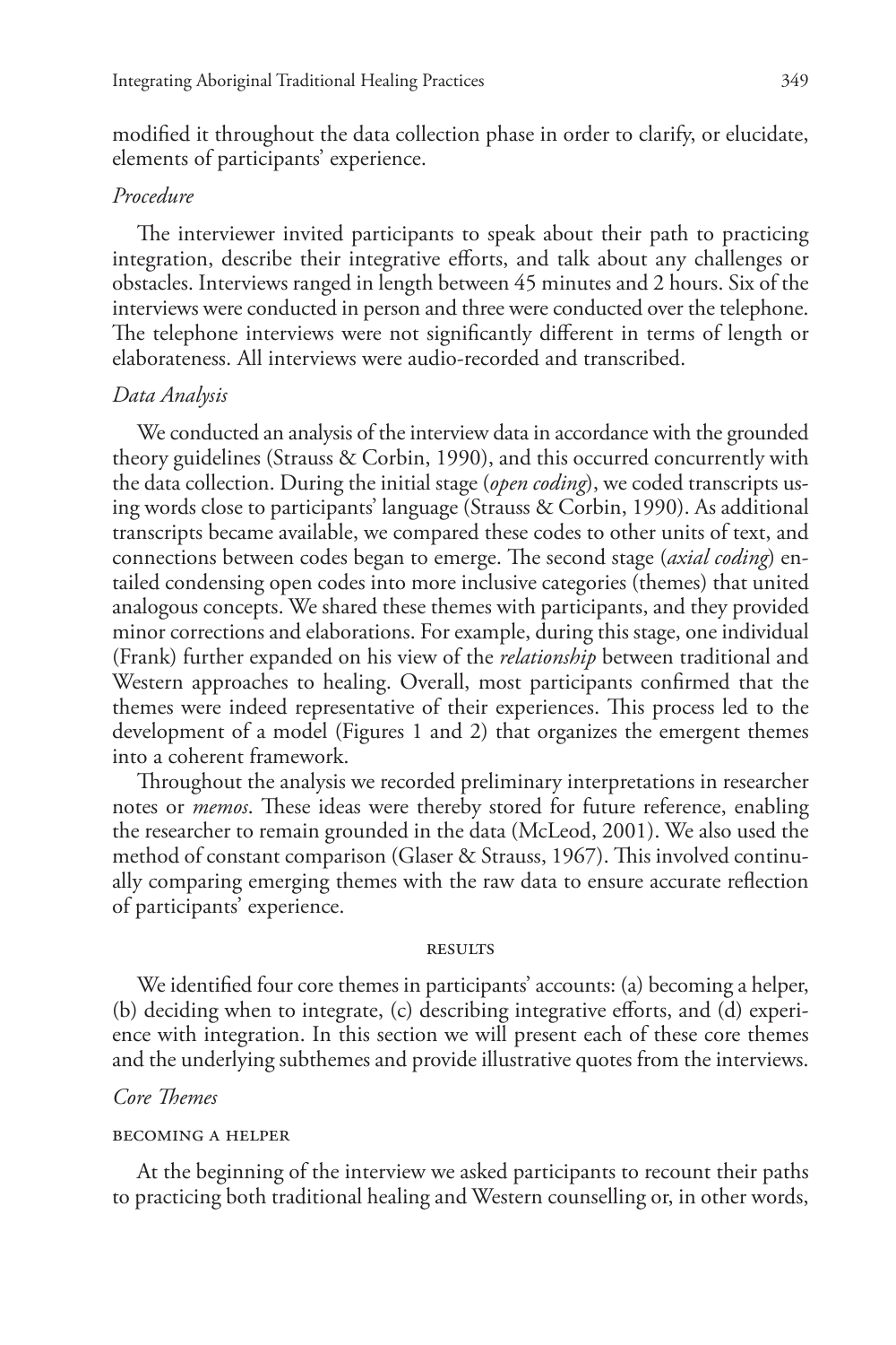modified it throughout the data collection phase in order to clarify, or elucidate, elements of participants' experience.

### *Procedure*

The interviewer invited participants to speak about their path to practicing integration, describe their integrative efforts, and talk about any challenges or obstacles. Interviews ranged in length between 45 minutes and 2 hours. Six of the interviews were conducted in person and three were conducted over the telephone. The telephone interviews were not significantly different in terms of length or elaborateness. All interviews were audio-recorded and transcribed.

### *Data Analysis*

We conducted an analysis of the interview data in accordance with the grounded theory guidelines (Strauss & Corbin, 1990), and this occurred concurrently with the data collection. During the initial stage (*open coding*), we coded transcripts using words close to participants' language (Strauss & Corbin, 1990). As additional transcripts became available, we compared these codes to other units of text, and connections between codes began to emerge. The second stage (*axial coding*) entailed condensing open codes into more inclusive categories (themes) that united analogous concepts. We shared these themes with participants, and they provided minor corrections and elaborations. For example, during this stage, one individual (Frank) further expanded on his view of the *relationship* between traditional and Western approaches to healing. Overall, most participants confirmed that the themes were indeed representative of their experiences. This process led to the development of a model (Figures 1 and 2) that organizes the emergent themes into a coherent framework.

Throughout the analysis we recorded preliminary interpretations in researcher notes or *memos*. These ideas were thereby stored for future reference, enabling the researcher to remain grounded in the data (McLeod, 2001). We also used the method of constant comparison (Glaser & Strauss, 1967). This involved continually comparing emerging themes with the raw data to ensure accurate reflection of participants' experience.

## RESULTS

We identified four core themes in participants' accounts: (a) becoming a helper, (b) deciding when to integrate, (c) describing integrative efforts, and (d) experience with integration. In this section we will present each of these core themes and the underlying subthemes and provide illustrative quotes from the interviews.

### *Core Themes*

#### BECOMING A HELPER

At the beginning of the interview we asked participants to recount their paths to practicing both traditional healing and Western counselling or, in other words,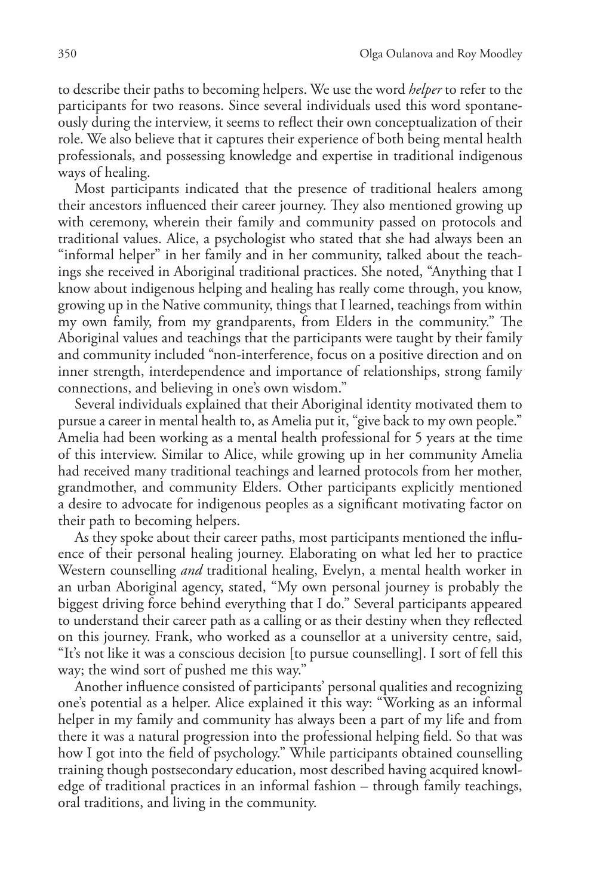to describe their paths to becoming helpers. We use the word *helper* to refer to the participants for two reasons. Since several individuals used this word spontaneously during the interview, it seems to reflect their own conceptualization of their role. We also believe that it captures their experience of both being mental health professionals, and possessing knowledge and expertise in traditional indigenous ways of healing.

Most participants indicated that the presence of traditional healers among their ancestors influenced their career journey. They also mentioned growing up with ceremony, wherein their family and community passed on protocols and traditional values. Alice, a psychologist who stated that she had always been an "informal helper" in her family and in her community, talked about the teachings she received in Aboriginal traditional practices. She noted, "Anything that I know about indigenous helping and healing has really come through, you know, growing up in the Native community, things that I learned, teachings from within my own family, from my grandparents, from Elders in the community." The Aboriginal values and teachings that the participants were taught by their family and community included "non-interference, focus on a positive direction and on inner strength, interdependence and importance of relationships, strong family connections, and believing in one's own wisdom."

Several individuals explained that their Aboriginal identity motivated them to pursue a career in mental health to, as Amelia put it, "give back to my own people." Amelia had been working as a mental health professional for 5 years at the time of this interview. Similar to Alice, while growing up in her community Amelia had received many traditional teachings and learned protocols from her mother, grandmother, and community Elders. Other participants explicitly mentioned a desire to advocate for indigenous peoples as a significant motivating factor on their path to becoming helpers.

As they spoke about their career paths, most participants mentioned the influence of their personal healing journey. Elaborating on what led her to practice Western counselling *and* traditional healing, Evelyn, a mental health worker in an urban Aboriginal agency, stated, "My own personal journey is probably the biggest driving force behind everything that I do." Several participants appeared to understand their career path as a calling or as their destiny when they reflected on this journey. Frank, who worked as a counsellor at a university centre, said, "It's not like it was a conscious decision [to pursue counselling]. I sort of fell this way; the wind sort of pushed me this way."

Another influence consisted of participants' personal qualities and recognizing one's potential as a helper. Alice explained it this way: "Working as an informal helper in my family and community has always been a part of my life and from there it was a natural progression into the professional helping field. So that was how I got into the field of psychology." While participants obtained counselling training though postsecondary education, most described having acquired knowledge of traditional practices in an informal fashion – through family teachings, oral traditions, and living in the community.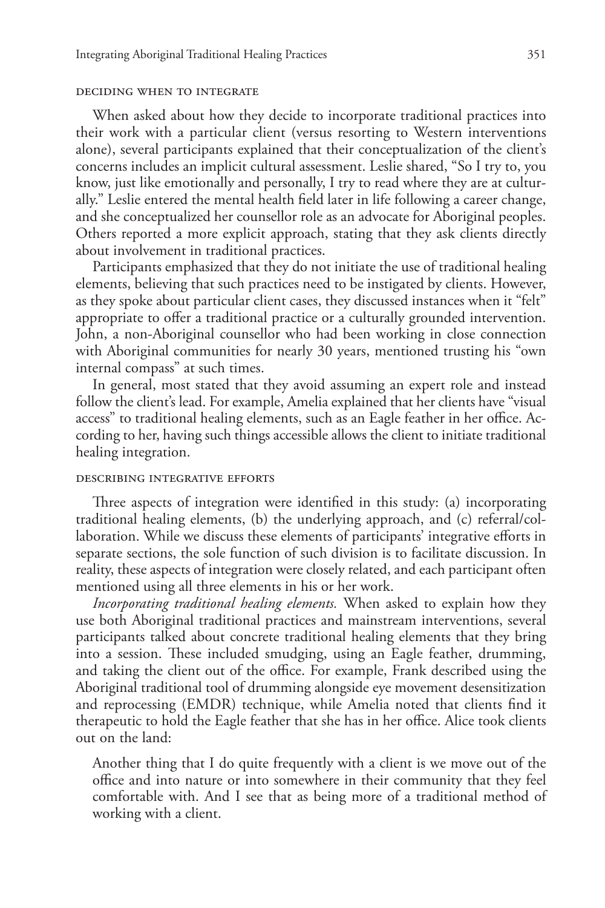#### DECIDING WHEN TO INTEGRATE

When asked about how they decide to incorporate traditional practices into their work with a particular client (versus resorting to Western interventions alone), several participants explained that their conceptualization of the client's concerns includes an implicit cultural assessment. Leslie shared, "So I try to, you know, just like emotionally and personally, I try to read where they are at culturally." Leslie entered the mental health field later in life following a career change, and she conceptualized her counsellor role as an advocate for Aboriginal peoples. Others reported a more explicit approach, stating that they ask clients directly about involvement in traditional practices.

Participants emphasized that they do not initiate the use of traditional healing elements, believing that such practices need to be instigated by clients. However, as they spoke about particular client cases, they discussed instances when it "felt" appropriate to offer a traditional practice or a culturally grounded intervention. John, a non-Aboriginal counsellor who had been working in close connection with Aboriginal communities for nearly 30 years, mentioned trusting his "own internal compass" at such times.

In general, most stated that they avoid assuming an expert role and instead follow the client's lead. For example, Amelia explained that her clients have "visual access" to traditional healing elements, such as an Eagle feather in her office. According to her, having such things accessible allows the client to initiate traditional healing integration.

#### DESCRIBING INTEGRATIVE EFFORTS

Three aspects of integration were identified in this study: (a) incorporating traditional healing elements, (b) the underlying approach, and (c) referral/collaboration. While we discuss these elements of participants' integrative efforts in separate sections, the sole function of such division is to facilitate discussion. In reality, these aspects of integration were closely related, and each participant often mentioned using all three elements in his or her work.

*Incorporating traditional healing elements.* When asked to explain how they use both Aboriginal traditional practices and mainstream interventions, several participants talked about concrete traditional healing elements that they bring into a session. These included smudging, using an Eagle feather, drumming, and taking the client out of the office. For example, Frank described using the Aboriginal traditional tool of drumming alongside eye movement desensitization and reprocessing (EMDR) technique, while Amelia noted that clients find it therapeutic to hold the Eagle feather that she has in her office. Alice took clients out on the land:

> Another thing that I do quite frequently with a client is we move out of the office and into nature or into somewhere in their community that they feel comfortable with. And I see that as being more of a traditional method of working with a client.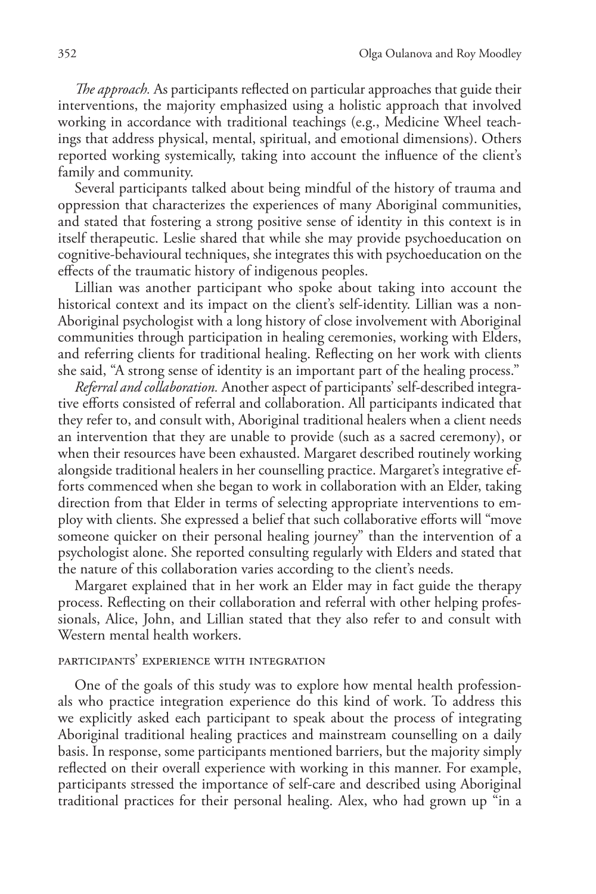*The approach.* As participants reflected on particular approaches that guide their interventions, the majority emphasized using a holistic approach that involved working in accordance with traditional teachings (e.g., Medicine Wheel teachings that address physical, mental, spiritual, and emotional dimensions). Others reported working systemically, taking into account the influence of the client's family and community.

Several participants talked about being mindful of the history of trauma and oppression that characterizes the experiences of many Aboriginal communities, and stated that fostering a strong positive sense of identity in this context is in itself therapeutic. Leslie shared that while she may provide psychoeducation on cognitive-behavioural techniques, she integrates this with psychoeducation on the effects of the traumatic history of indigenous peoples.

Lillian was another participant who spoke about taking into account the historical context and its impact on the client's self-identity. Lillian was a non-Aboriginal psychologist with a long history of close involvement with Aboriginal communities through participation in healing ceremonies, working with Elders, and referring clients for traditional healing. Reflecting on her work with clients she said, "A strong sense of identity is an important part of the healing process."

*Referral and collaboration.* Another aspect of participants' self-described integrative efforts consisted of referral and collaboration. All participants indicated that they refer to, and consult with, Aboriginal traditional healers when a client needs an intervention that they are unable to provide (such as a sacred ceremony), or when their resources have been exhausted. Margaret described routinely working alongside traditional healers in her counselling practice. Margaret's integrative efforts commenced when she began to work in collaboration with an Elder, taking direction from that Elder in terms of selecting appropriate interventions to employ with clients. She expressed a belief that such collaborative efforts will "move someone quicker on their personal healing journey" than the intervention of a psychologist alone. She reported consulting regularly with Elders and stated that the nature of this collaboration varies according to the client's needs.

Margaret explained that in her work an Elder may in fact guide the therapy process. Reflecting on their collaboration and referral with other helping professionals, Alice, John, and Lillian stated that they also refer to and consult with Western mental health workers.

### Participants' Experience with Integration

One of the goals of this study was to explore how mental health professionals who practice integration experience do this kind of work. To address this we explicitly asked each participant to speak about the process of integrating Aboriginal traditional healing practices and mainstream counselling on a daily basis. In response, some participants mentioned barriers, but the majority simply reflected on their overall experience with working in this manner. For example, participants stressed the importance of self-care and described using Aboriginal traditional practices for their personal healing. Alex, who had grown up "in a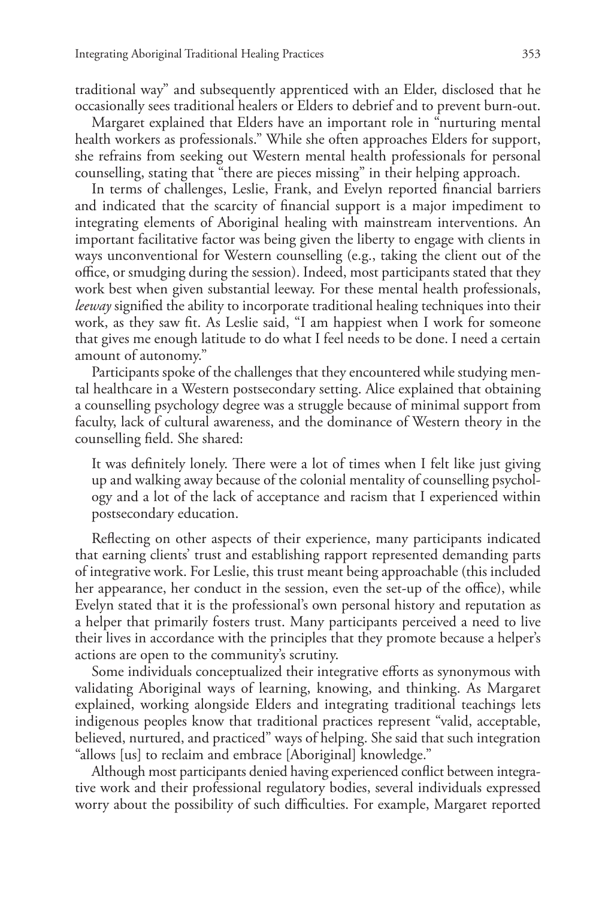traditional way" and subsequently apprenticed with an Elder, disclosed that he occasionally sees traditional healers or Elders to debrief and to prevent burn-out.

Margaret explained that Elders have an important role in "nurturing mental health workers as professionals." While she often approaches Elders for support, she refrains from seeking out Western mental health professionals for personal counselling, stating that "there are pieces missing" in their helping approach.

In terms of challenges, Leslie, Frank, and Evelyn reported financial barriers and indicated that the scarcity of financial support is a major impediment to integrating elements of Aboriginal healing with mainstream interventions. An important facilitative factor was being given the liberty to engage with clients in ways unconventional for Western counselling (e.g., taking the client out of the office, or smudging during the session). Indeed, most participants stated that they work best when given substantial leeway. For these mental health professionals, *leeway* signified the ability to incorporate traditional healing techniques into their work, as they saw fit. As Leslie said, "I am happiest when I work for someone that gives me enough latitude to do what I feel needs to be done. I need a certain amount of autonomy."

Participants spoke of the challenges that they encountered while studying mental healthcare in a Western postsecondary setting. Alice explained that obtaining a counselling psychology degree was a struggle because of minimal support from faculty, lack of cultural awareness, and the dominance of Western theory in the counselling field. She shared:

> It was definitely lonely. There were a lot of times when I felt like just giving up and walking away because of the colonial mentality of counselling psychology and a lot of the lack of acceptance and racism that I experienced within postsecondary education.

Reflecting on other aspects of their experience, many participants indicated that earning clients' trust and establishing rapport represented demanding parts of integrative work. For Leslie, this trust meant being approachable (this included her appearance, her conduct in the session, even the set-up of the office), while Evelyn stated that it is the professional's own personal history and reputation as a helper that primarily fosters trust. Many participants perceived a need to live their lives in accordance with the principles that they promote because a helper's actions are open to the community's scrutiny.

Some individuals conceptualized their integrative efforts as synonymous with validating Aboriginal ways of learning, knowing, and thinking. As Margaret explained, working alongside Elders and integrating traditional teachings lets indigenous peoples know that traditional practices represent "valid, acceptable, believed, nurtured, and practiced" ways of helping. She said that such integration "allows [us] to reclaim and embrace [Aboriginal] knowledge."

Although most participants denied having experienced conflict between integrative work and their professional regulatory bodies, several individuals expressed worry about the possibility of such difficulties. For example, Margaret reported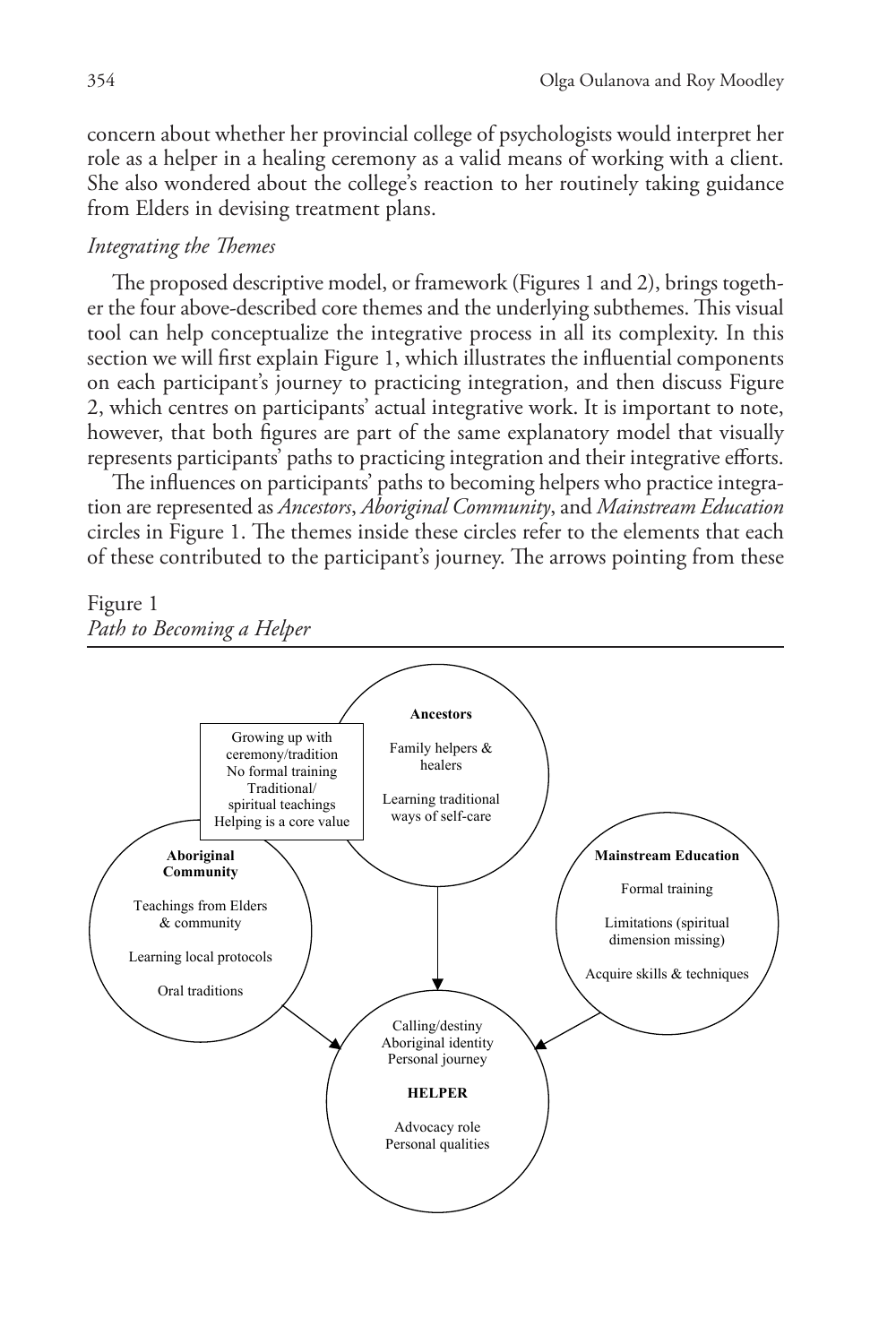concern about whether her provincial college of psychologists would interpret her role as a helper in a healing ceremony as a valid means of working with a client. She also wondered about the college's reaction to her routinely taking guidance from Elders in devising treatment plans.

*Integrating the Themes*

The proposed descriptive model, or framework (Figures 1 and 2), brings together the four above-described core themes and the underlying subthemes. This visual tool can help conceptualize the integrative process in all its complexity. In this section we will first explain Figure 1, which illustrates the influential components on each participant's journey to practicing integration, and then discuss Figure 2, which centres on participants' actual integrative work. It is important to note, however, that both figures are part of the same explanatory model that visually represents participants' paths to practicing integration and their integrative efforts.

The influences on participants' paths to becoming helpers who practice integration are represented as *Ancestors*, *Aboriginal Community*, and *Mainstream Education* circles in Figure 1. The themes inside these circles refer to the elements that each of these contributed to the participant's journey. The arrows pointing from these

Figure 1
*Path to Becoming a Helper*

**Ancestors**

Family helpers & healers

Learning traditional ways of self-care

Growing up with ceremony/tradition
No formal training
Traditional/spiritual teachings
Helping is a core value

**Aboriginal Community**

Teachings from Elders & community

Learning local protocols

Oral traditions

**Mainstream Education**

Formal training

Limitations (spiritual dimension missing)

Acquire skills & techniques

Calling/destiny
Aboriginal identity
Personal journey

**HELPER**

Advocacy role
Personal qualities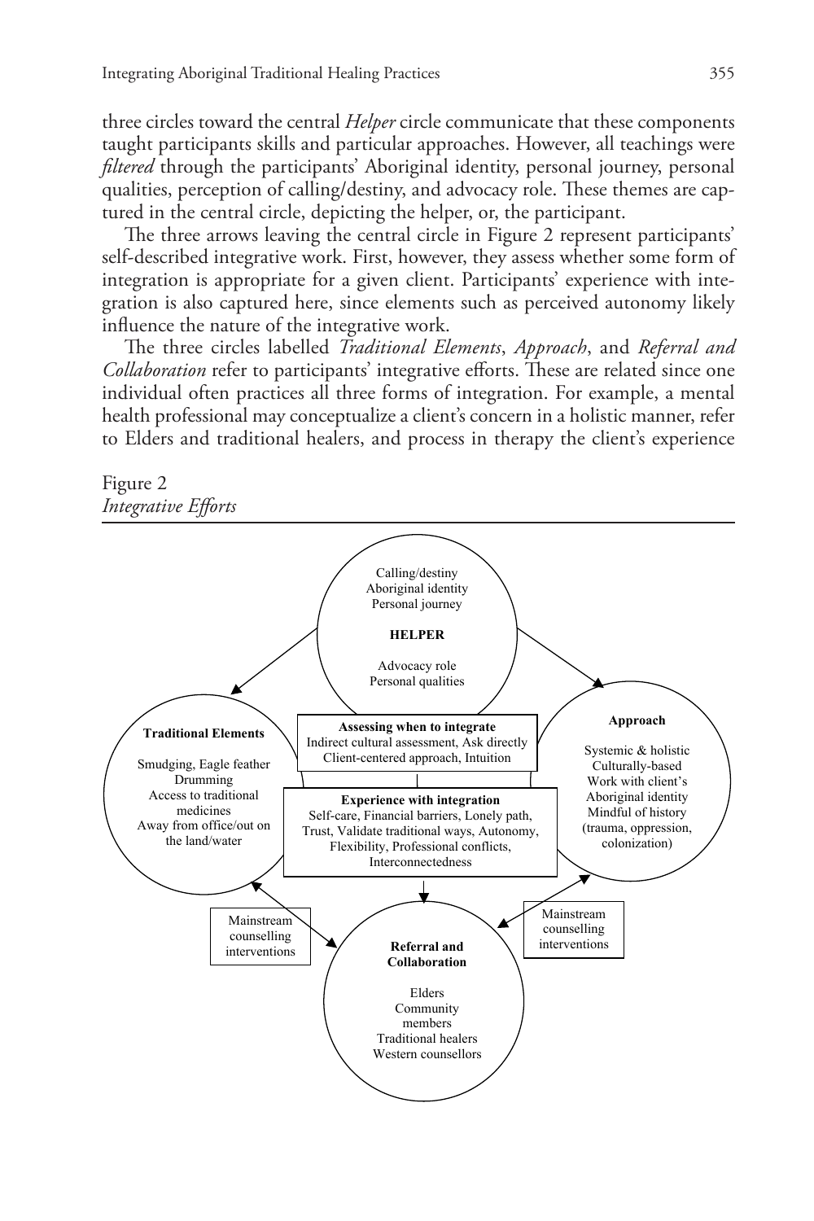three circles toward the central *Helper* circle communicate that these components taught participants skills and particular approaches. However, all teachings were *filtered* through the participants' Aboriginal identity, personal journey, personal qualities, perception of calling/destiny, and advocacy role. These themes are captured in the central circle, depicting the helper, or, the participant.

The three arrows leaving the central circle in Figure 2 represent participants' self-described integrative work. First, however, they assess whether some form of integration is appropriate for a given client. Participants' experience with integration is also captured here, since elements such as perceived autonomy likely influence the nature of the integrative work.

The three circles labelled *Traditional Elements*, *Approach*, and *Referral and Collaboration* refer to participants' integrative efforts. These are related since one individual often practices all three forms of integration. For example, a mental health professional may conceptualize a client's concern in a holistic manner, refer to Elders and traditional healers, and process in therapy the client's experience

Figure 2
*Integrative Efforts*

**HELPER**
Calling/destiny
Aboriginal identity
Personal journey
Advocacy role
Personal qualities

**Traditional Elements**
Smudging, Eagle feather
Drumming
Access to traditional medicines
Away from office/out on the land/water

**Approach**
Systemic & holistic
Culturally-based
Work with client's Aboriginal identity
Mindful of history (trauma, oppression, colonization)

**Assessing when to integrate**
Indirect cultural assessment, Ask directly
Client-centered approach, Intuition

**Experience with integration**
Self-care, Financial barriers, Lonely path, Trust, Validate traditional ways, Autonomy, Flexibility, Professional conflicts, Interconnectedness

**Referral and Collaboration**
Elders
Community members
Traditional healers
Western counsellors

Mainstream counselling interventions

Mainstream counselling interventions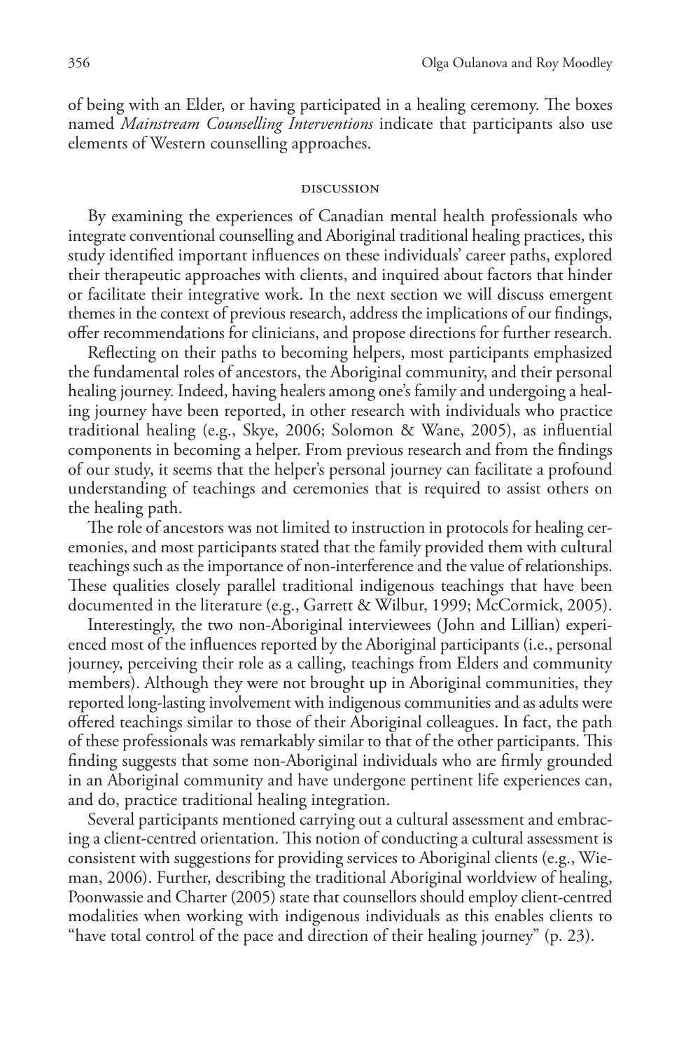of being with an Elder, or having participated in a healing ceremony. The boxes named *Mainstream Counselling Interventions* indicate that participants also use elements of Western counselling approaches.

## DISCUSSION

By examining the experiences of Canadian mental health professionals who integrate conventional counselling and Aboriginal traditional healing practices, this study identified important influences on these individuals' career paths, explored their therapeutic approaches with clients, and inquired about factors that hinder or facilitate their integrative work. In the next section we will discuss emergent themes in the context of previous research, address the implications of our findings, offer recommendations for clinicians, and propose directions for further research.

Reflecting on their paths to becoming helpers, most participants emphasized the fundamental roles of ancestors, the Aboriginal community, and their personal healing journey. Indeed, having healers among one's family and undergoing a healing journey have been reported, in other research with individuals who practice traditional healing (e.g., Skye, 2006; Solomon & Wane, 2005), as influential components in becoming a helper. From previous research and from the findings of our study, it seems that the helper's personal journey can facilitate a profound understanding of teachings and ceremonies that is required to assist others on the healing path.

The role of ancestors was not limited to instruction in protocols for healing ceremonies, and most participants stated that the family provided them with cultural teachings such as the importance of non-interference and the value of relationships. These qualities closely parallel traditional indigenous teachings that have been documented in the literature (e.g., Garrett & Wilbur, 1999; McCormick, 2005).

Interestingly, the two non-Aboriginal interviewees (John and Lillian) experienced most of the influences reported by the Aboriginal participants (i.e., personal journey, perceiving their role as a calling, teachings from Elders and community members). Although they were not brought up in Aboriginal communities, they reported long-lasting involvement with indigenous communities and as adults were offered teachings similar to those of their Aboriginal colleagues. In fact, the path of these professionals was remarkably similar to that of the other participants. This finding suggests that some non-Aboriginal individuals who are firmly grounded in an Aboriginal community and have undergone pertinent life experiences can, and do, practice traditional healing integration.

Several participants mentioned carrying out a cultural assessment and embracing a client-centred orientation. This notion of conducting a cultural assessment is consistent with suggestions for providing services to Aboriginal clients (e.g., Wieman, 2006). Further, describing the traditional Aboriginal worldview of healing, Poonwassie and Charter (2005) state that counsellors should employ client-centred modalities when working with indigenous individuals as this enables clients to "have total control of the pace and direction of their healing journey" (p. 23).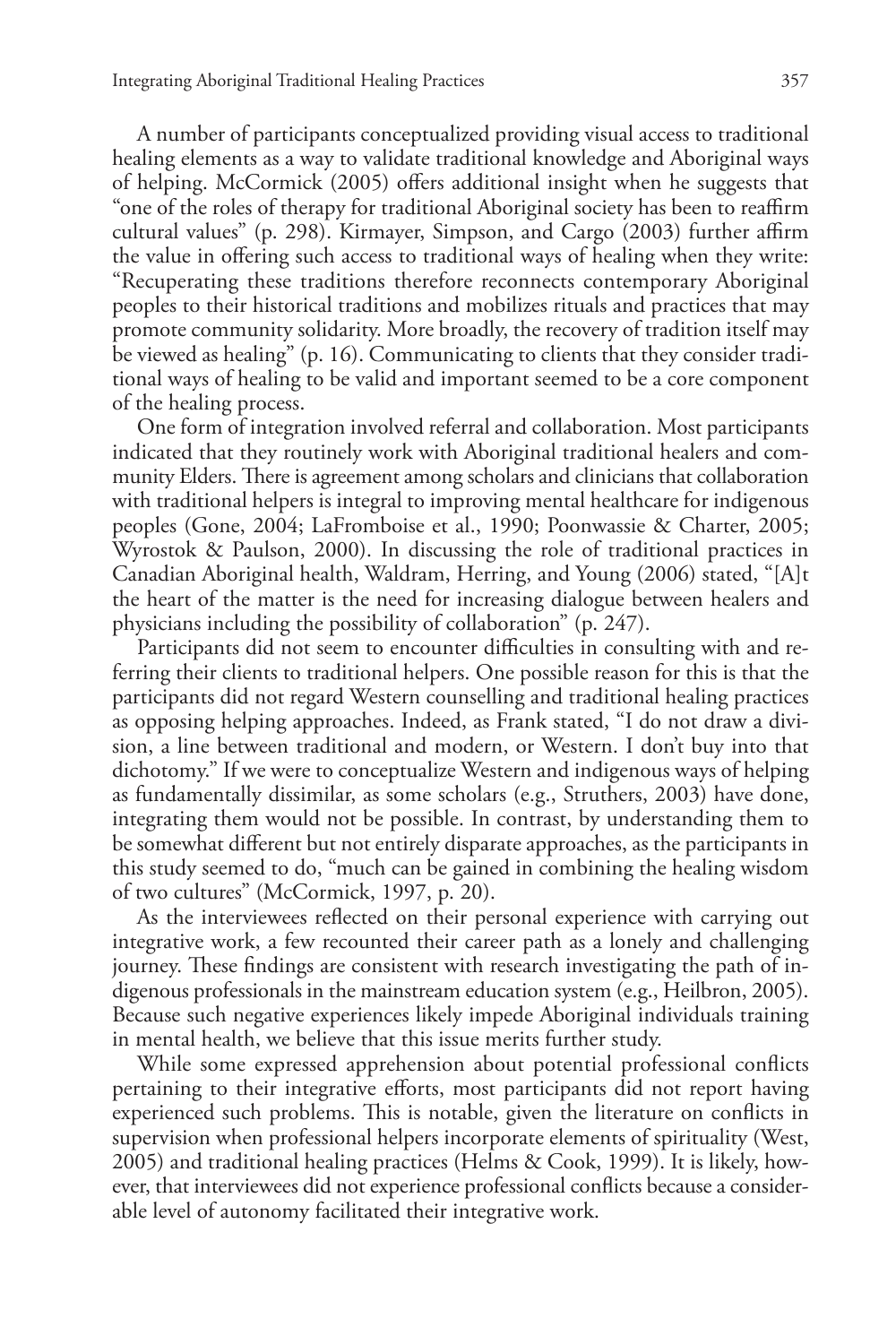A number of participants conceptualized providing visual access to traditional healing elements as a way to validate traditional knowledge and Aboriginal ways of helping. McCormick (2005) offers additional insight when he suggests that "one of the roles of therapy for traditional Aboriginal society has been to reaffirm cultural values" (p. 298). Kirmayer, Simpson, and Cargo (2003) further affirm the value in offering such access to traditional ways of healing when they write: "Recuperating these traditions therefore reconnects contemporary Aboriginal peoples to their historical traditions and mobilizes rituals and practices that may promote community solidarity. More broadly, the recovery of tradition itself may be viewed as healing" (p. 16). Communicating to clients that they consider traditional ways of healing to be valid and important seemed to be a core component of the healing process.

One form of integration involved referral and collaboration. Most participants indicated that they routinely work with Aboriginal traditional healers and community Elders. There is agreement among scholars and clinicians that collaboration with traditional helpers is integral to improving mental healthcare for indigenous peoples (Gone, 2004; LaFromboise et al., 1990; Poonwassie & Charter, 2005; Wyrostok & Paulson, 2000). In discussing the role of traditional practices in Canadian Aboriginal health, Waldram, Herring, and Young (2006) stated, "[A]t the heart of the matter is the need for increasing dialogue between healers and physicians including the possibility of collaboration" (p. 247).

Participants did not seem to encounter difficulties in consulting with and referring their clients to traditional helpers. One possible reason for this is that the participants did not regard Western counselling and traditional healing practices as opposing helping approaches. Indeed, as Frank stated, "I do not draw a division, a line between traditional and modern, or Western. I don't buy into that dichotomy." If we were to conceptualize Western and indigenous ways of helping as fundamentally dissimilar, as some scholars (e.g., Struthers, 2003) have done, integrating them would not be possible. In contrast, by understanding them to be somewhat different but not entirely disparate approaches, as the participants in this study seemed to do, "much can be gained in combining the healing wisdom of two cultures" (McCormick, 1997, p. 20).

As the interviewees reflected on their personal experience with carrying out integrative work, a few recounted their career path as a lonely and challenging journey. These findings are consistent with research investigating the path of indigenous professionals in the mainstream education system (e.g., Heilbron, 2005). Because such negative experiences likely impede Aboriginal individuals training in mental health, we believe that this issue merits further study.

While some expressed apprehension about potential professional conflicts pertaining to their integrative efforts, most participants did not report having experienced such problems. This is notable, given the literature on conflicts in supervision when professional helpers incorporate elements of spirituality (West, 2005) and traditional healing practices (Helms & Cook, 1999). It is likely, however, that interviewees did not experience professional conflicts because a considerable level of autonomy facilitated their integrative work.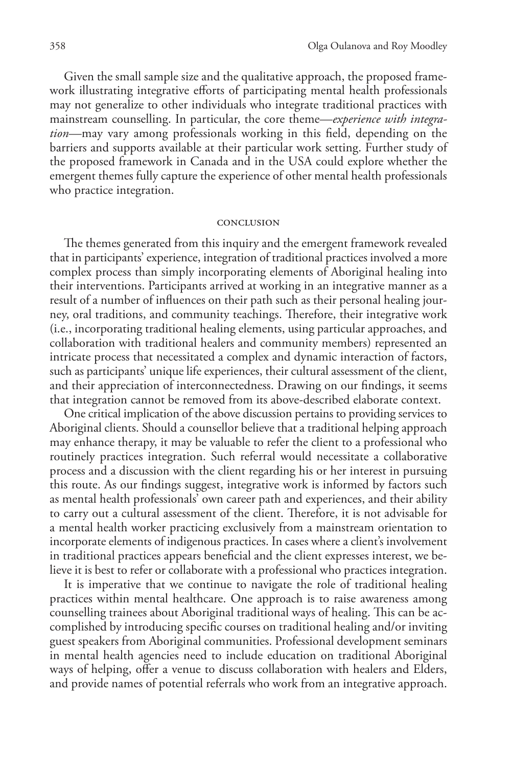Given the small sample size and the qualitative approach, the proposed framework illustrating integrative efforts of participating mental health professionals may not generalize to other individuals who integrate traditional practices with mainstream counselling. In particular, the core theme—*experience with integration*—may vary among professionals working in this field, depending on the barriers and supports available at their particular work setting. Further study of the proposed framework in Canada and in the USA could explore whether the emergent themes fully capture the experience of other mental health professionals who practice integration.

## CONCLUSION

The themes generated from this inquiry and the emergent framework revealed that in participants' experience, integration of traditional practices involved a more complex process than simply incorporating elements of Aboriginal healing into their interventions. Participants arrived at working in an integrative manner as a result of a number of influences on their path such as their personal healing journey, oral traditions, and community teachings. Therefore, their integrative work (i.e., incorporating traditional healing elements, using particular approaches, and collaboration with traditional healers and community members) represented an intricate process that necessitated a complex and dynamic interaction of factors, such as participants' unique life experiences, their cultural assessment of the client, and their appreciation of interconnectedness. Drawing on our findings, it seems that integration cannot be removed from its above-described elaborate context.

One critical implication of the above discussion pertains to providing services to Aboriginal clients. Should a counsellor believe that a traditional helping approach may enhance therapy, it may be valuable to refer the client to a professional who routinely practices integration. Such referral would necessitate a collaborative process and a discussion with the client regarding his or her interest in pursuing this route. As our findings suggest, integrative work is informed by factors such as mental health professionals' own career path and experiences, and their ability to carry out a cultural assessment of the client. Therefore, it is not advisable for a mental health worker practicing exclusively from a mainstream orientation to incorporate elements of indigenous practices. In cases where a client's involvement in traditional practices appears beneficial and the client expresses interest, we believe it is best to refer or collaborate with a professional who practices integration.

It is imperative that we continue to navigate the role of traditional healing practices within mental healthcare. One approach is to raise awareness among counselling trainees about Aboriginal traditional ways of healing. This can be accomplished by introducing specific courses on traditional healing and/or inviting guest speakers from Aboriginal communities. Professional development seminars in mental health agencies need to include education on traditional Aboriginal ways of helping, offer a venue to discuss collaboration with healers and Elders, and provide names of potential referrals who work from an integrative approach.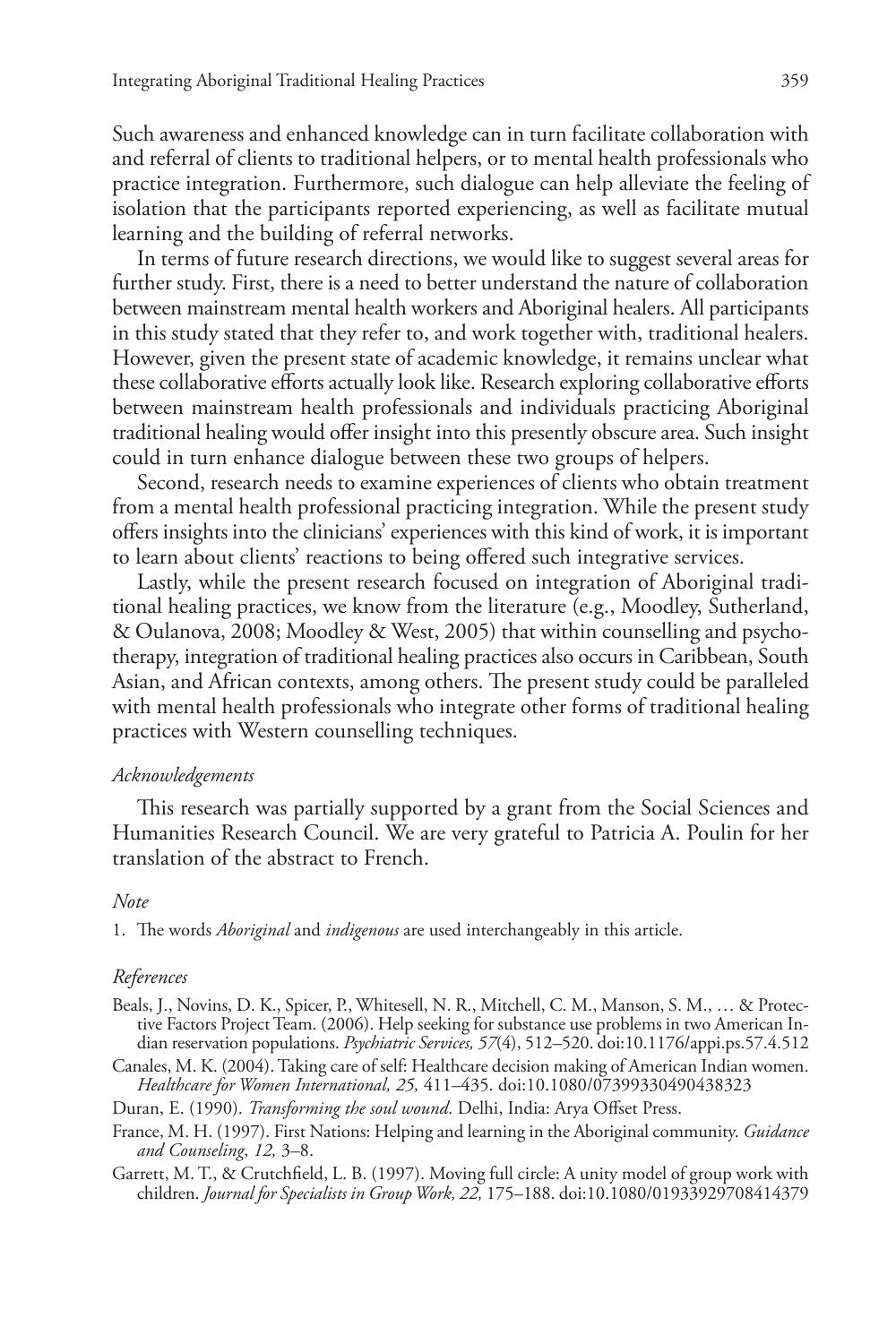Such awareness and enhanced knowledge can in turn facilitate collaboration with and referral of clients to traditional helpers, or to mental health professionals who practice integration. Furthermore, such dialogue can help alleviate the feeling of isolation that the participants reported experiencing, as well as facilitate mutual learning and the building of referral networks.

In terms of future research directions, we would like to suggest several areas for further study. First, there is a need to better understand the nature of collaboration between mainstream mental health workers and Aboriginal healers. All participants in this study stated that they refer to, and work together with, traditional healers. However, given the present state of academic knowledge, it remains unclear what these collaborative efforts actually look like. Research exploring collaborative efforts between mainstream health professionals and individuals practicing Aboriginal traditional healing would offer insight into this presently obscure area. Such insight could in turn enhance dialogue between these two groups of helpers.

Second, research needs to examine experiences of clients who obtain treatment from a mental health professional practicing integration. While the present study offers insights into the clinicians' experiences with this kind of work, it is important to learn about clients' reactions to being offered such integrative services.

Lastly, while the present research focused on integration of Aboriginal traditional healing practices, we know from the literature (e.g., Moodley, Sutherland, & Oulanova, 2008; Moodley & West, 2005) that within counselling and psychotherapy, integration of traditional healing practices also occurs in Caribbean, South Asian, and African contexts, among others. The present study could be paralleled with mental health professionals who integrate other forms of traditional healing practices with Western counselling techniques.

### *Acknowledgements*

This research was partially supported by a grant from the Social Sciences and Humanities Research Council. We are very grateful to Patricia A. Poulin for her translation of the abstract to French.

### *Note*

1. The words *Aboriginal* and *indigenous* are used interchangeably in this article.

### *References*

Beals, J., Novins, D. K., Spicer, P., Whitesell, N. R., Mitchell, C. M., Manson, S. M., … & Protective Factors Project Team. (2006). Help seeking for substance use problems in two American Indian reservation populations. *Psychiatric Services, 57*(4), 512–520. doi:10.1176/appi.ps.57.4.512

Canales, M. K. (2004). Taking care of self: Healthcare decision making of American Indian women. *Healthcare for Women International, 25,* 411–435. doi:10.1080/07399330490438323

Duran, E. (1990). *Transforming the soul wound*. Delhi, India: Arya Offset Press.

France, M. H. (1997). First Nations: Helping and learning in the Aboriginal community. *Guidance and Counseling, 12,* 3–8.

Garrett, M. T., & Crutchfield, L. B. (1997). Moving full circle: A unity model of group work with children. *Journal for Specialists in Group Work, 22,* 175–188. doi:10.1080/01933929708414379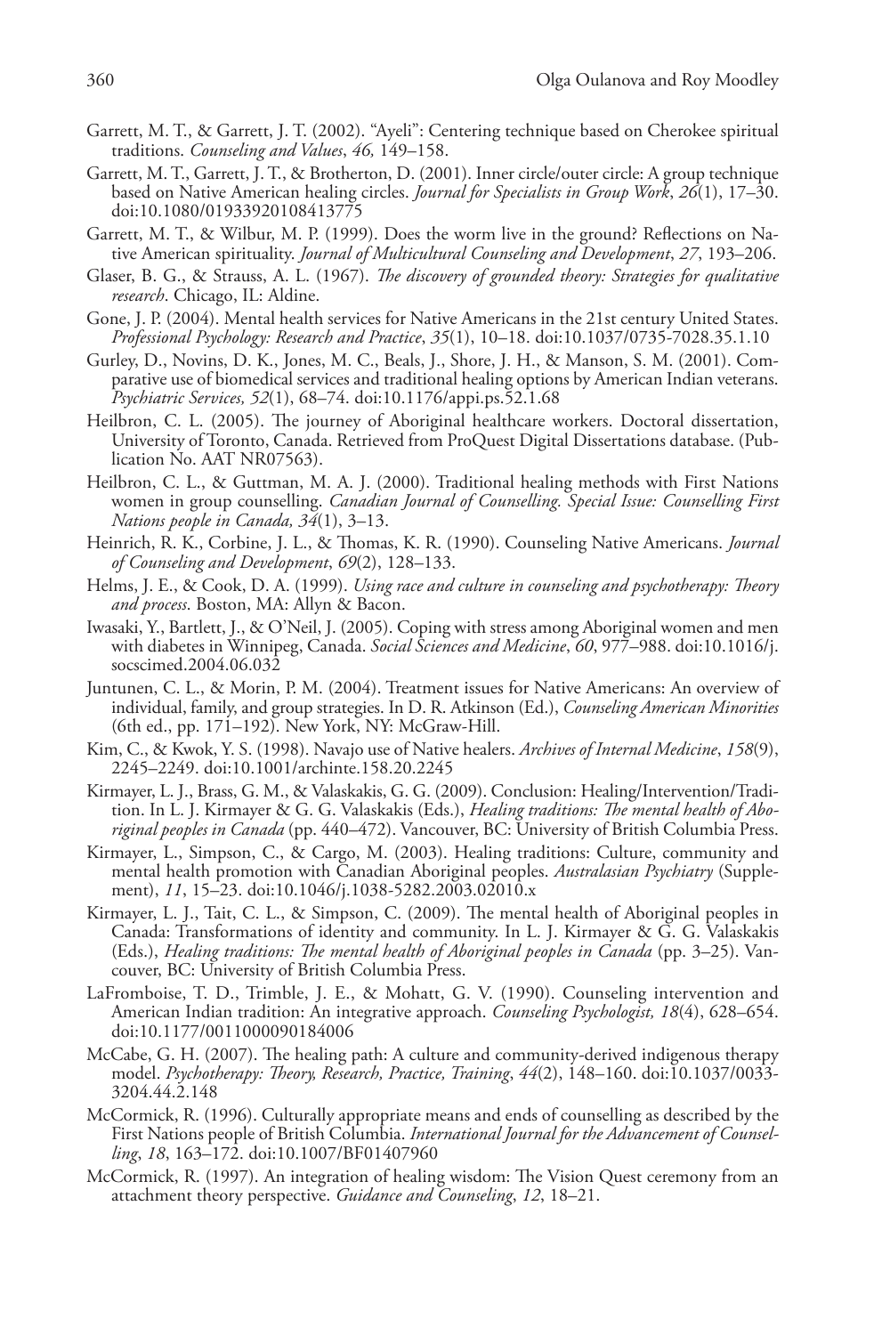Garrett, M. T., & Garrett, J. T. (2002). "Ayeli": Centering technique based on Cherokee spiritual traditions. *Counseling and Values*, *46,* 149–158.

Garrett, M. T., Garrett, J. T., & Brotherton, D. (2001). Inner circle/outer circle: A group technique based on Native American healing circles. *Journal for Specialists in Group Work*, *26*(1), 17–30. doi:10.1080/01933920108413775

Garrett, M. T., & Wilbur, M. P. (1999). Does the worm live in the ground? Reflections on Native American spirituality. *Journal of Multicultural Counseling and Development*, *27*, 193–206.

Glaser, B. G., & Strauss, A. L. (1967). *The discovery of grounded theory: Strategies for qualitative research*. Chicago, IL: Aldine.

Gone, J. P. (2004). Mental health services for Native Americans in the 21st century United States. *Professional Psychology: Research and Practice*, *35*(1), 10–18. doi:10.1037/0735-7028.35.1.10

Gurley, D., Novins, D. K., Jones, M. C., Beals, J., Shore, J. H., & Manson, S. M. (2001). Comparative use of biomedical services and traditional healing options by American Indian veterans. *Psychiatric Services, 52*(1), 68–74. doi:10.1176/appi.ps.52.1.68

Heilbron, C. L. (2005). The journey of Aboriginal healthcare workers. Doctoral dissertation, University of Toronto, Canada. Retrieved from ProQuest Digital Dissertations database. (Publication No. AAT NR07563).

Heilbron, C. L., & Guttman, M. A. J. (2000). Traditional healing methods with First Nations women in group counselling. *Canadian Journal of Counselling. Special Issue: Counselling First Nations people in Canada, 34*(1), 3–13.

Heinrich, R. K., Corbine, J. L., & Thomas, K. R. (1990). Counseling Native Americans. *Journal of Counseling and Development*, *69*(2), 128–133.

Helms, J. E., & Cook, D. A. (1999). *Using race and culture in counseling and psychotherapy: Theory and process*. Boston, MA: Allyn & Bacon.

Iwasaki, Y., Bartlett, J., & O'Neil, J. (2005). Coping with stress among Aboriginal women and men with diabetes in Winnipeg, Canada. *Social Sciences and Medicine*, *60*, 977–988. doi:10.1016/j.socscimed.2004.06.032

Juntunen, C. L., & Morin, P. M. (2004). Treatment issues for Native Americans: An overview of individual, family, and group strategies. In D. R. Atkinson (Ed.), *Counseling American Minorities* (6th ed., pp. 171–192). New York, NY: McGraw-Hill.

Kim, C., & Kwok, Y. S. (1998). Navajo use of Native healers. *Archives of Internal Medicine*, *158*(9), 2245–2249. doi:10.1001/archinte.158.20.2245

Kirmayer, L. J., Brass, G. M., & Valaskakis, G. G. (2009). Conclusion: Healing/Intervention/Tradition. In L. J. Kirmayer & G. G. Valaskakis (Eds.), *Healing traditions: The mental health of Aboriginal peoples in Canada* (pp. 440–472). Vancouver, BC: University of British Columbia Press.

Kirmayer, L., Simpson, C., & Cargo, M. (2003). Healing traditions: Culture, community and mental health promotion with Canadian Aboriginal peoples. *Australasian Psychiatry* (Supplement), *11*, 15–23. doi:10.1046/j.1038-5282.2003.02010.x

Kirmayer, L. J., Tait, C. L., & Simpson, C. (2009). The mental health of Aboriginal peoples in Canada: Transformations of identity and community. In L. J. Kirmayer & G. G. Valaskakis (Eds.), *Healing traditions: The mental health of Aboriginal peoples in Canada* (pp. 3–25). Vancouver, BC: University of British Columbia Press.

LaFromboise, T. D., Trimble, J. E., & Mohatt, G. V. (1990). Counseling intervention and American Indian tradition: An integrative approach. *Counseling Psychologist, 18*(4), 628–654. doi:10.1177/0011000090184006

McCabe, G. H. (2007). The healing path: A culture and community-derived indigenous therapy model. *Psychotherapy: Theory, Research, Practice, Training*, *44*(2), 148–160. doi:10.1037/0033-3204.44.2.148

McCormick, R. (1996). Culturally appropriate means and ends of counselling as described by the First Nations people of British Columbia. *International Journal for the Advancement of Counselling*, *18*, 163–172. doi:10.1007/BF01407960

McCormick, R. (1997). An integration of healing wisdom: The Vision Quest ceremony from an attachment theory perspective. *Guidance and Counseling*, *12*, 18–21.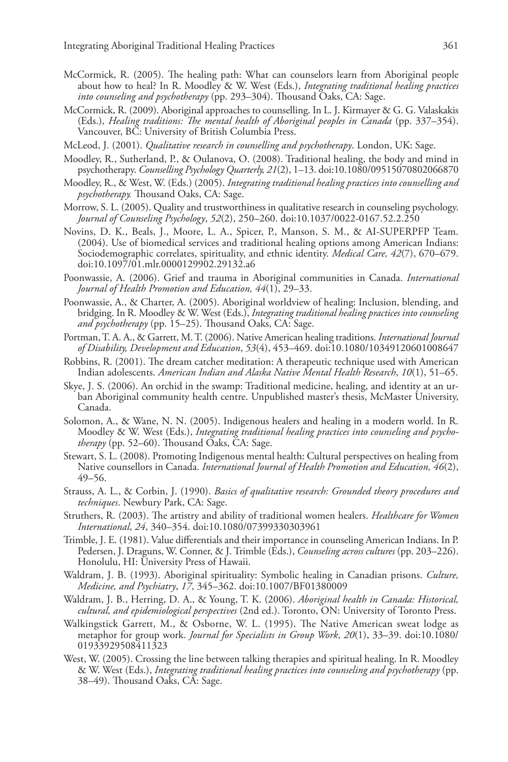McCormick, R. (2005). The healing path: What can counselors learn from Aboriginal people about how to heal? In R. Moodley & W. West (Eds.), *Integrating traditional healing practices into counseling and psychotherapy* (pp. 293–304). Thousand Oaks, CA: Sage.

McCormick, R. (2009). Aboriginal approaches to counselling. In L. J. Kirmayer & G. G. Valaskakis (Eds.), *Healing traditions: The mental health of Aboriginal peoples in Canada* (pp. 337–354). Vancouver, BC: University of British Columbia Press.

McLeod, J. (2001). *Qualitative research in counselling and psychotherapy*. London, UK: Sage.

Moodley, R., Sutherland, P., & Oulanova, O. (2008). Traditional healing, the body and mind in psychotherapy. *Counselling Psychology Quarterly, 21*(2), 1–13. doi:10.1080/09515070802066870

Moodley, R., & West, W. (Eds.) (2005). *Integrating traditional healing practices into counselling and psychotherapy.* Thousand Oaks, CA: Sage.

Morrow, S. L. (2005). Quality and trustworthiness in qualitative research in counseling psychology. *Journal of Counseling Psychology*, *52*(2), 250–260. doi:10.1037/0022-0167.52.2.250

Novins, D. K., Beals, J., Moore, L. A., Spicer, P., Manson, S. M., & AI-SUPERPFP Team. (2004). Use of biomedical services and traditional healing options among American Indians: Sociodemographic correlates, spirituality, and ethnic identity. *Medical Care, 42*(7), 670–679. doi:10.1097/01.mlr.0000129902.29132.a6

Poonwassie, A. (2006). Grief and trauma in Aboriginal communities in Canada. *International Journal of Health Promotion and Education, 44*(1), 29–33.

Poonwassie, A., & Charter, A. (2005). Aboriginal worldview of healing: Inclusion, blending, and bridging. In R. Moodley & W. West (Eds.), *Integrating traditional healing practices into counseling and psychotherapy* (pp. 15–25). Thousand Oaks, CA: Sage.

Portman, T. A. A., & Garrett, M. T. (2006). Native American healing traditions. *International Journal of Disability, Development and Education*, *53*(4), 453–469. doi:10.1080/10349120601008647

Robbins, R. (2001). The dream catcher meditation: A therapeutic technique used with American Indian adolescents. *American Indian and Alaska Native Mental Health Research*, *10*(1), 51–65.

Skye, J. S. (2006). An orchid in the swamp: Traditional medicine, healing, and identity at an urban Aboriginal community health centre. Unpublished master's thesis, McMaster University, Canada.

Solomon, A., & Wane, N. N. (2005). Indigenous healers and healing in a modern world. In R. Moodley & W. West (Eds.), *Integrating traditional healing practices into counseling and psychotherapy* (pp. 52–60). Thousand Oaks, CA: Sage.

Stewart, S. L. (2008). Promoting Indigenous mental health: Cultural perspectives on healing from Native counsellors in Canada. *International Journal of Health Promotion and Education, 46*(2), 49–56.

Strauss, A. L., & Corbin, J. (1990). *Basics of qualitative research: Grounded theory procedures and techniques*. Newbury Park, CA: Sage.

Struthers, R. (2003). The artistry and ability of traditional women healers. *Healthcare for Women International*, *24*, 340–354. doi:10.1080/07399330303961

Trimble, J. E. (1981). Value differentials and their importance in counseling American Indians. In P. Pedersen, J. Draguns, W. Conner, & J. Trimble (Eds.), *Counseling across cultures* (pp. 203–226). Honolulu, HI: University Press of Hawaii.

Waldram, J. B. (1993). Aboriginal spirituality: Symbolic healing in Canadian prisons. *Culture, Medicine, and Psychiatry*, *17*, 345–362. doi:10.1007/BF01380009

Waldram, J. B., Herring, D. A., & Young, T. K. (2006). *Aboriginal health in Canada: Historical, cultural, and epidemiological perspectives* (2nd ed.). Toronto, ON: University of Toronto Press.

Walkingstick Garrett, M., & Osborne, W. L. (1995). The Native American sweat lodge as metaphor for group work. *Journal for Specialists in Group Work*, *20*(1), 33–39. doi:10.1080/01933929508411323

West, W. (2005). Crossing the line between talking therapies and spiritual healing. In R. Moodley & W. West (Eds.), *Integrating traditional healing practices into counseling and psychotherapy* (pp. 38–49). Thousand Oaks, CA: Sage.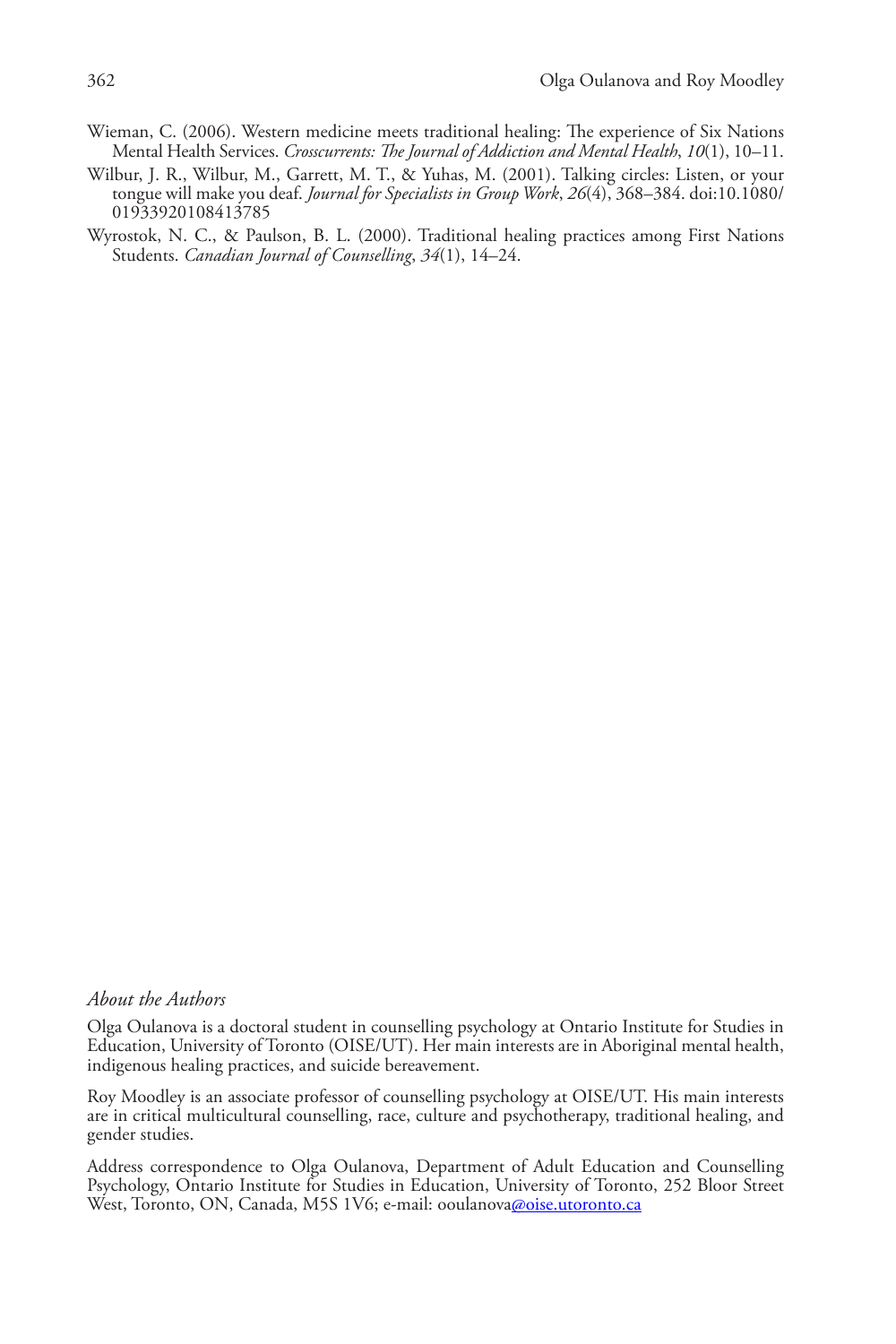Wieman, C. (2006). Western medicine meets traditional healing: The experience of Six Nations Mental Health Services. *Crosscurrents: The Journal of Addiction and Mental Health*, *10*(1), 10–11.

Wilbur, J. R., Wilbur, M., Garrett, M. T., & Yuhas, M. (2001). Talking circles: Listen, or your tongue will make you deaf. *Journal for Specialists in Group Work*, *26*(4), 368–384. doi:10.1080/01933920108413785

Wyrostok, N. C., & Paulson, B. L. (2000). Traditional healing practices among First Nations Students. *Canadian Journal of Counselling*, *34*(1), 14–24.

*About the Authors*

Olga Oulanova is a doctoral student in counselling psychology at Ontario Institute for Studies in Education, University of Toronto (OISE/UT). Her main interests are in Aboriginal mental health, indigenous healing practices, and suicide bereavement.

Roy Moodley is an associate professor of counselling psychology at OISE/UT. His main interests are in critical multicultural counselling, race, culture and psychotherapy, traditional healing, and gender studies.

Address correspondence to Olga Oulanova, Department of Adult Education and Counselling Psychology, Ontario Institute for Studies in Education, University of Toronto, 252 Bloor Street West, Toronto, ON, Canada, M5S 1V6; e-mail: ooulanova@oise.utoronto.ca